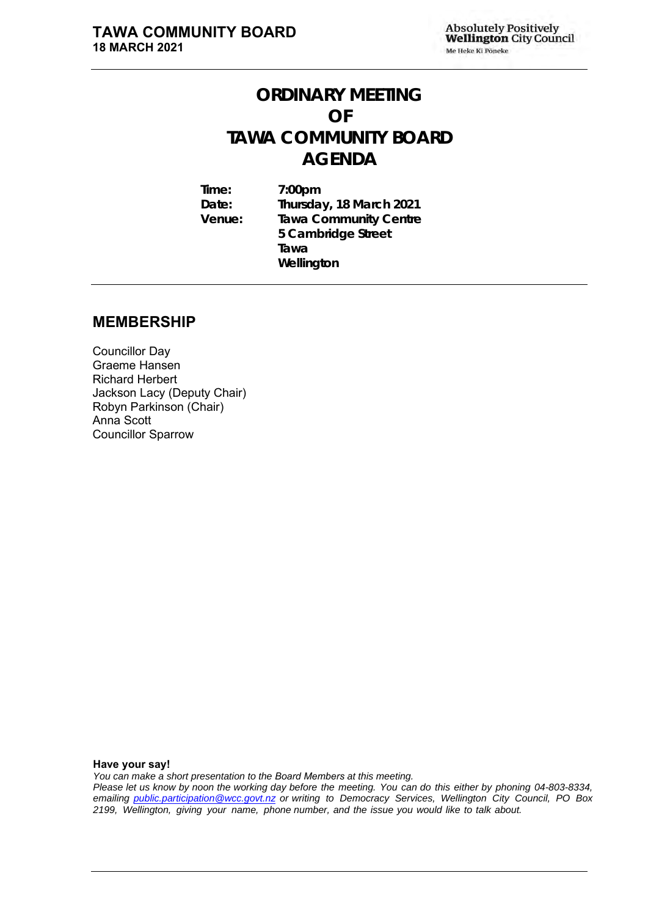# ORDINARY MEETING OF TAWA COMMUNITY BOARD AGENDA

**Time:** 7:00pm
**Date:** Thursday, 18 March 2021
**Venue:** Tawa Community Centre
5 Cambridge Street
Tawa
Wellington

## MEMBERSHIP

Councillor Day
Graeme Hansen
Richard Herbert
Jackson Lacy (Deputy Chair)
Robyn Parkinson (Chair)
Anna Scott
Councillor Sparrow

**Have your say!**

*You can make a short presentation to the Board Members at this meeting.*
*Please let us know by noon the working day before the meeting. You can do this either by phoning 04-803-8334, emailing public.participation@wcc.govt.nz or writing to Democracy Services, Wellington City Council, PO Box 2199, Wellington, giving your name, phone number, and the issue you would like to talk about.*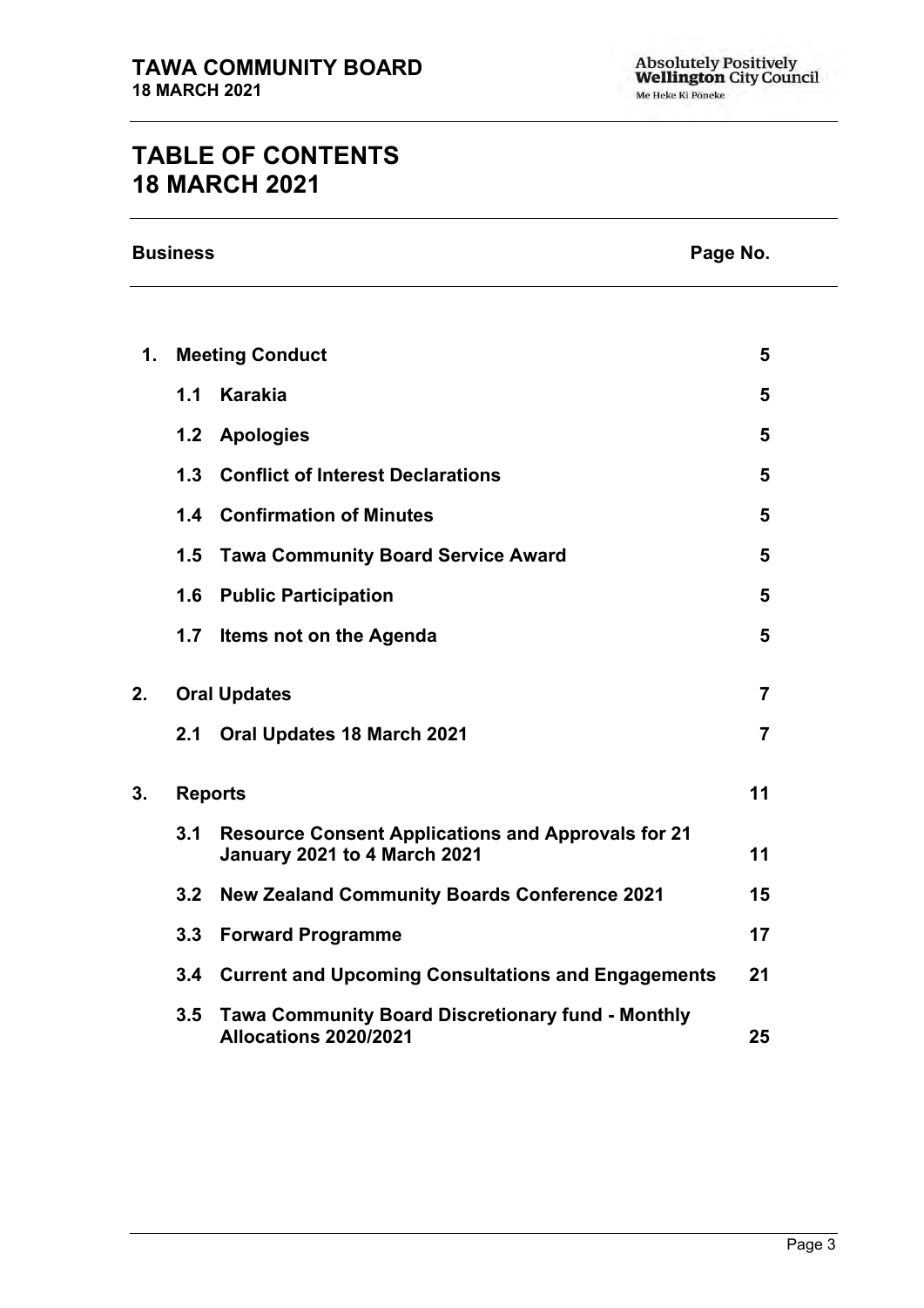# TABLE OF CONTENTS
# 18 MARCH 2021

| Business | | Page No. |
|---|---|---|
| **1.** | **Meeting Conduct** | **5** |
| **1.1** | **Karakia** | **5** |
| **1.2** | **Apologies** | **5** |
| **1.3** | **Conflict of Interest Declarations** | **5** |
| **1.4** | **Confirmation of Minutes** | **5** |
| **1.5** | **Tawa Community Board Service Award** | **5** |
| **1.6** | **Public Participation** | **5** |
| **1.7** | **Items not on the Agenda** | **5** |
| **2.** | **Oral Updates** | **7** |
| **2.1** | **Oral Updates 18 March 2021** | **7** |
| **3.** | **Reports** | **11** |
| **3.1** | **Resource Consent Applications and Approvals for 21 January 2021 to 4 March 2021** | **11** |
| **3.2** | **New Zealand Community Boards Conference 2021** | **15** |
| **3.3** | **Forward Programme** | **17** |
| **3.4** | **Current and Upcoming Consultations and Engagements** | **21** |
| **3.5** | **Tawa Community Board Discretionary fund - Monthly Allocations 2020/2021** | **25** |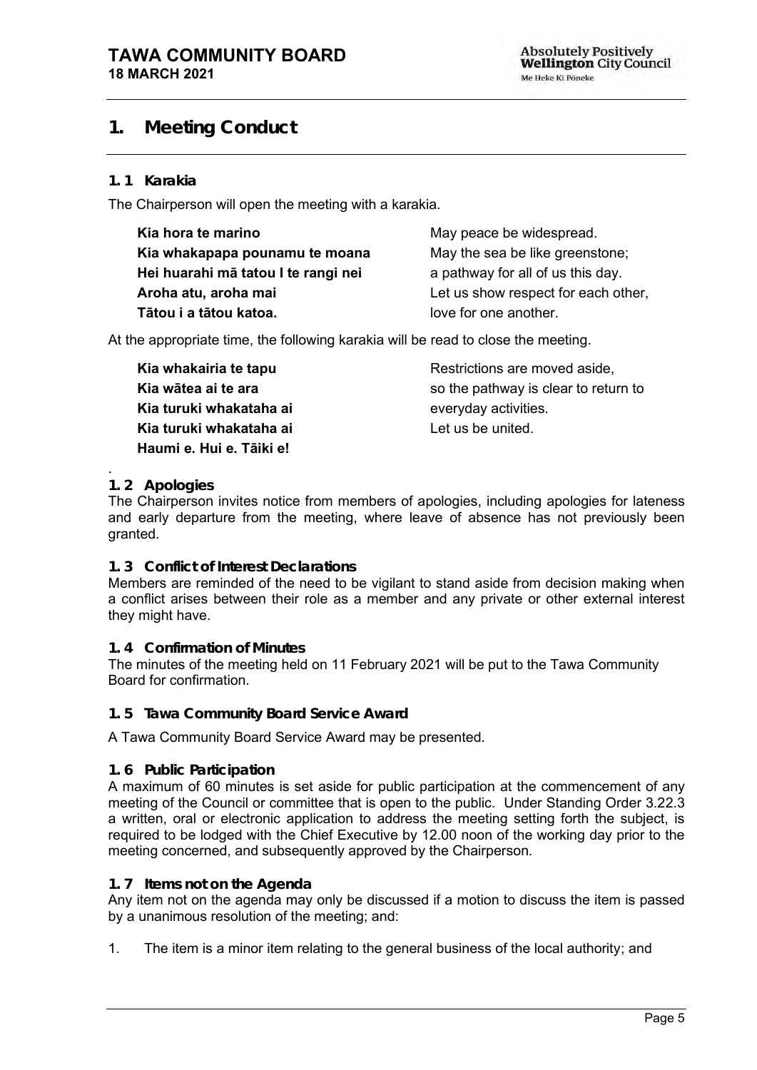# 1. Meeting Conduct

### 1. 1 Karakia

The Chairperson will open the meeting with a karakia.

| | |
|---|---|
| **Kia hora te marino** | May peace be widespread. |
| **Kia whakapapa pounamu te moana** | May the sea be like greenstone; |
| **Hei huarahi mā tatou I te rangi nei** | a pathway for all of us this day. |
| **Aroha atu, aroha mai** | Let us show respect for each other, |
| **Tātou i a tātou katoa.** | love for one another. |

At the appropriate time, the following karakia will be read to close the meeting.

| | |
|---|---|
| **Kia whakairia te tapu** | Restrictions are moved aside, |
| **Kia wātea ai te ara** | so the pathway is clear to return to |
| **Kia turuki whakataha ai** | everyday activities. |
| **Kia turuki whakataha ai** | Let us be united. |
| **Haumi e. Hui e. Tāiki e!** | |

.

### 1. 2 Apologies

The Chairperson invites notice from members of apologies, including apologies for lateness and early departure from the meeting, where leave of absence has not previously been granted.

### 1. 3 Conflict of Interest Declarations

Members are reminded of the need to be vigilant to stand aside from decision making when a conflict arises between their role as a member and any private or other external interest they might have.

### 1. 4 Confirmation of Minutes

The minutes of the meeting held on 11 February 2021 will be put to the Tawa Community Board for confirmation.

### 1. 5 Tawa Community Board Service Award

A Tawa Community Board Service Award may be presented.

### 1. 6 Public Participation

A maximum of 60 minutes is set aside for public participation at the commencement of any meeting of the Council or committee that is open to the public. Under Standing Order 3.22.3 a written, oral or electronic application to address the meeting setting forth the subject, is required to be lodged with the Chief Executive by 12.00 noon of the working day prior to the meeting concerned, and subsequently approved by the Chairperson.

### 1. 7 Items not on the Agenda

Any item not on the agenda may only be discussed if a motion to discuss the item is passed by a unanimous resolution of the meeting; and:

1. The item is a minor item relating to the general business of the local authority; and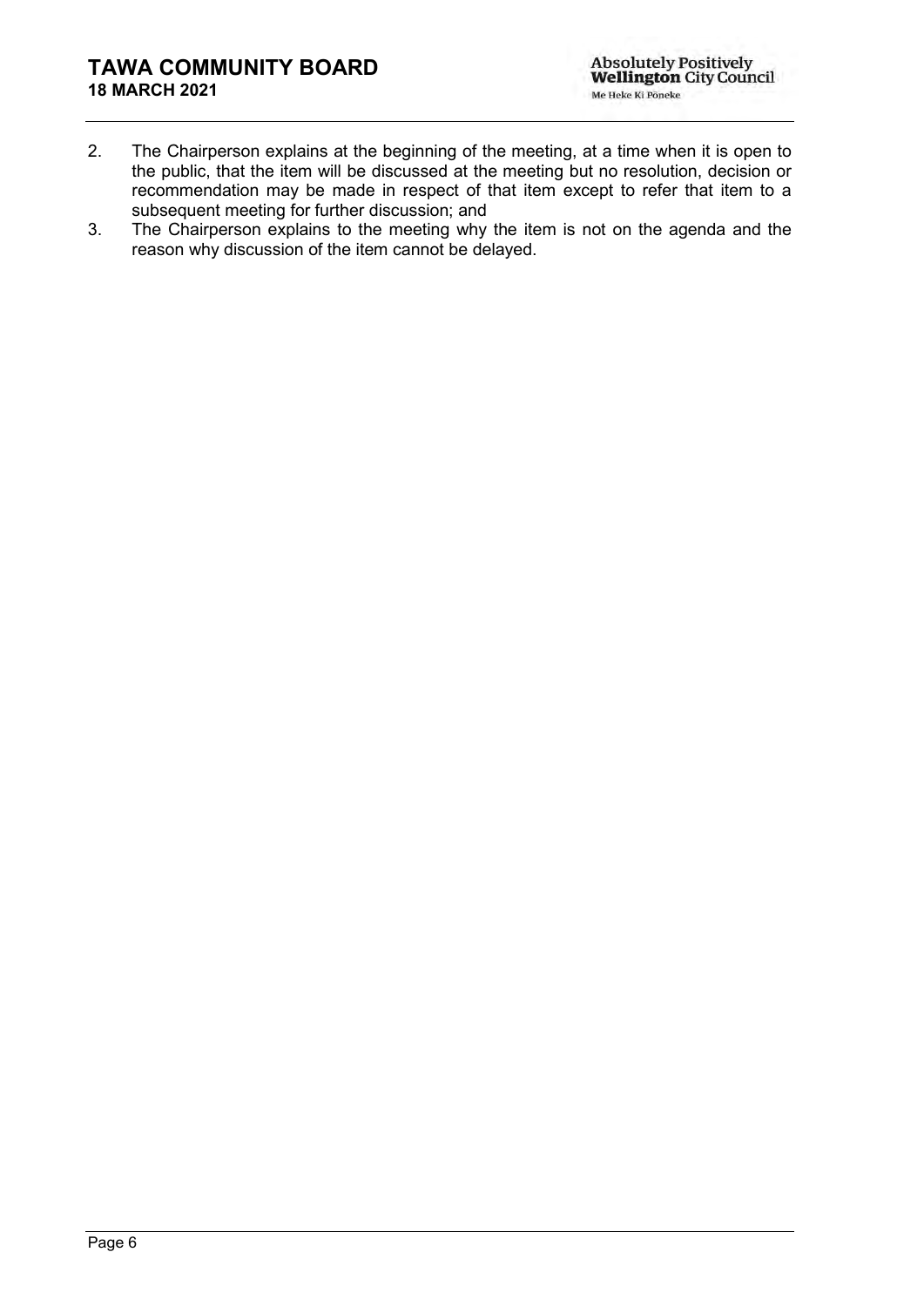2. The Chairperson explains at the beginning of the meeting, at a time when it is open to the public, that the item will be discussed at the meeting but no resolution, decision or recommendation may be made in respect of that item except to refer that item to a subsequent meeting for further discussion; and
3. The Chairperson explains to the meeting why the item is not on the agenda and the reason why discussion of the item cannot be delayed.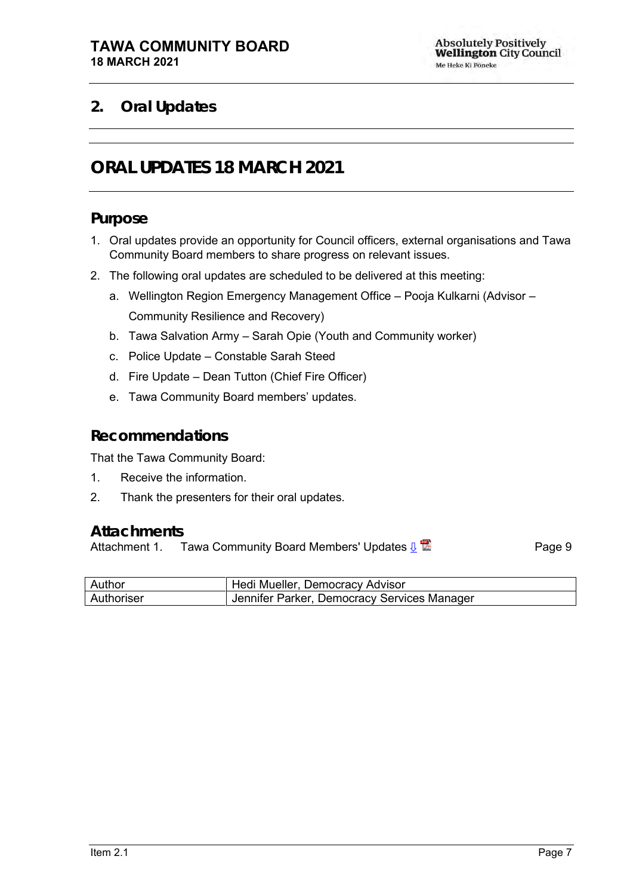## 2. Oral Updates

# ORAL UPDATES 18 MARCH 2021

## Purpose

1. Oral updates provide an opportunity for Council officers, external organisations and Tawa Community Board members to share progress on relevant issues.
2. The following oral updates are scheduled to be delivered at this meeting:
   a. Wellington Region Emergency Management Office – Pooja Kulkarni (Advisor – Community Resilience and Recovery)
   b. Tawa Salvation Army – Sarah Opie (Youth and Community worker)
   c. Police Update – Constable Sarah Steed
   d. Fire Update – Dean Tutton (Chief Fire Officer)
   e. Tawa Community Board members' updates.

## Recommendations

That the Tawa Community Board:

1. Receive the information.
2. Thank the presenters for their oral updates.

## Attachments

Attachment 1. Tawa Community Board Members' Updates ⇩ — Page 9

| Author | Hedi Mueller, Democracy Advisor |
|---|---|
| Authoriser | Jennifer Parker, Democracy Services Manager |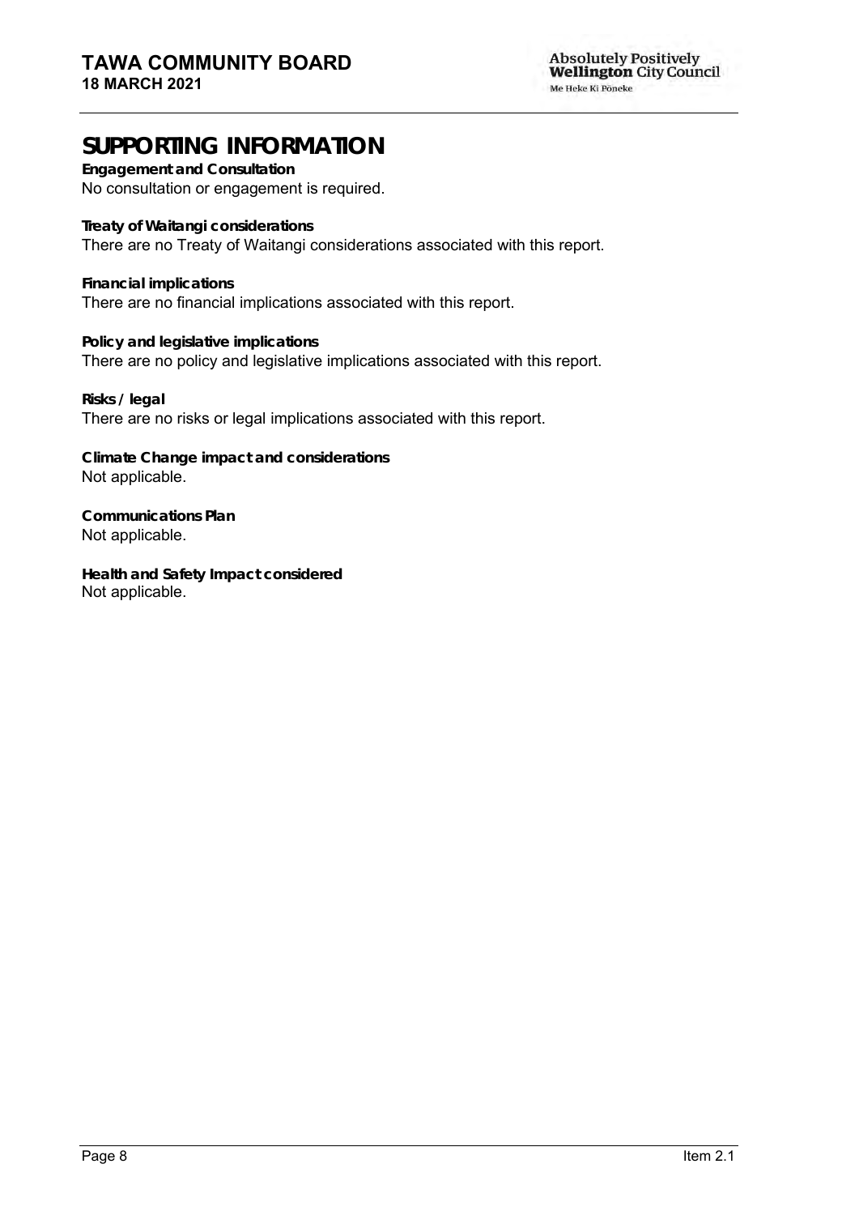# SUPPORTING INFORMATION

**Engagement and Consultation**
No consultation or engagement is required.

**Treaty of Waitangi considerations**
There are no Treaty of Waitangi considerations associated with this report.

**Financial implications**
There are no financial implications associated with this report.

**Policy and legislative implications**
There are no policy and legislative implications associated with this report.

**Risks / legal**
There are no risks or legal implications associated with this report.

**Climate Change impact and considerations**
Not applicable.

**Communications Plan**
Not applicable.

**Health and Safety Impact considered**
Not applicable.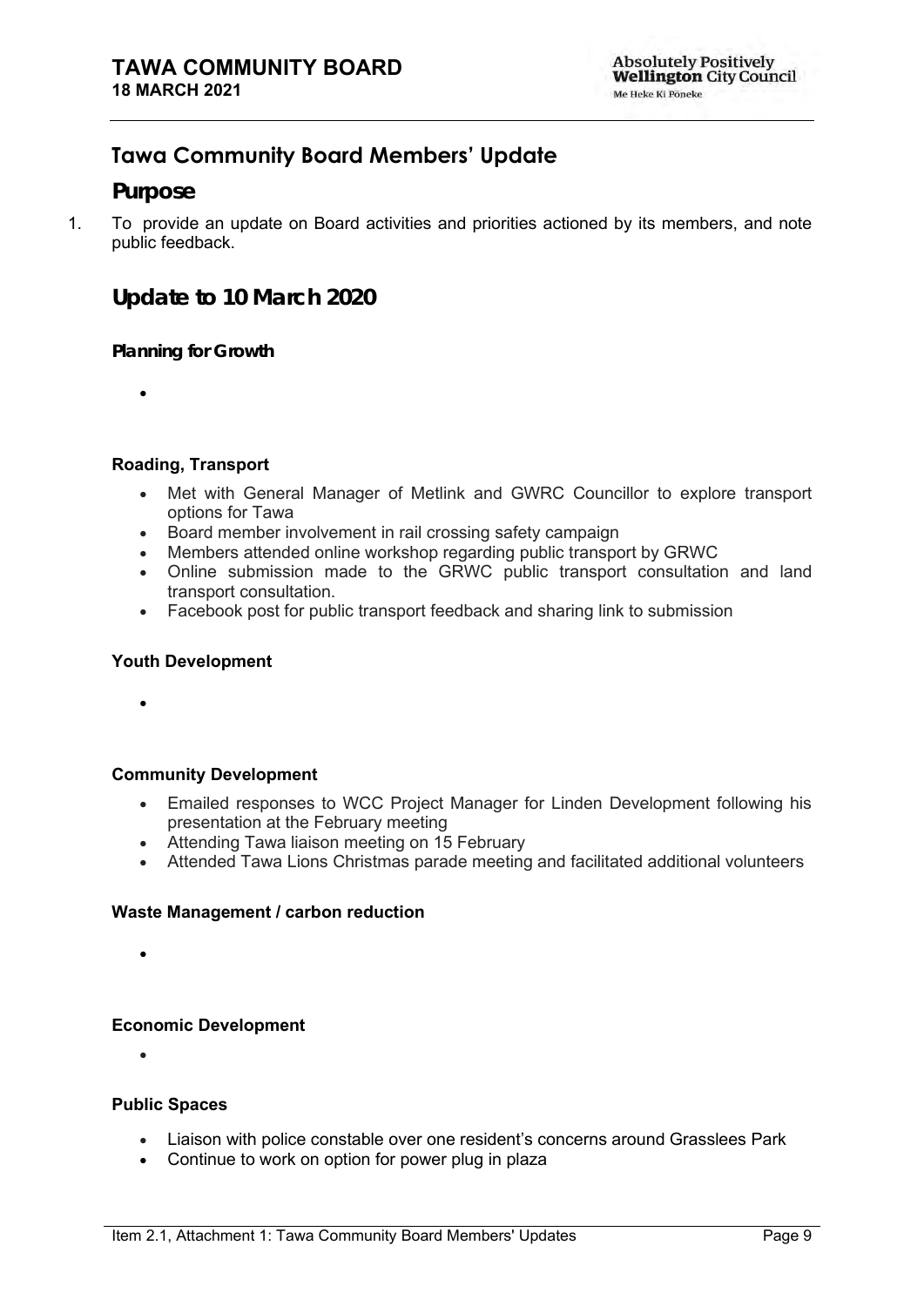## Tawa Community Board Members' Update

## Purpose

1. To provide an update on Board activities and priorities actioned by its members, and note public feedback.

## Update to 10 March 2020

**Planning for Growth**

- 

**Roading, Transport**

- Met with General Manager of Metlink and GWRC Councillor to explore transport options for Tawa
- Board member involvement in rail crossing safety campaign
- Members attended online workshop regarding public transport by GRWC
- Online submission made to the GRWC public transport consultation and land transport consultation.
- Facebook post for public transport feedback and sharing link to submission

**Youth Development**

- 

**Community Development**

- Emailed responses to WCC Project Manager for Linden Development following his presentation at the February meeting
- Attending Tawa liaison meeting on 15 February
- Attended Tawa Lions Christmas parade meeting and facilitated additional volunteers

**Waste Management / carbon reduction**

- 

**Economic Development**

- 

**Public Spaces**

- Liaison with police constable over one resident's concerns around Grasslees Park
- Continue to work on option for power plug in plaza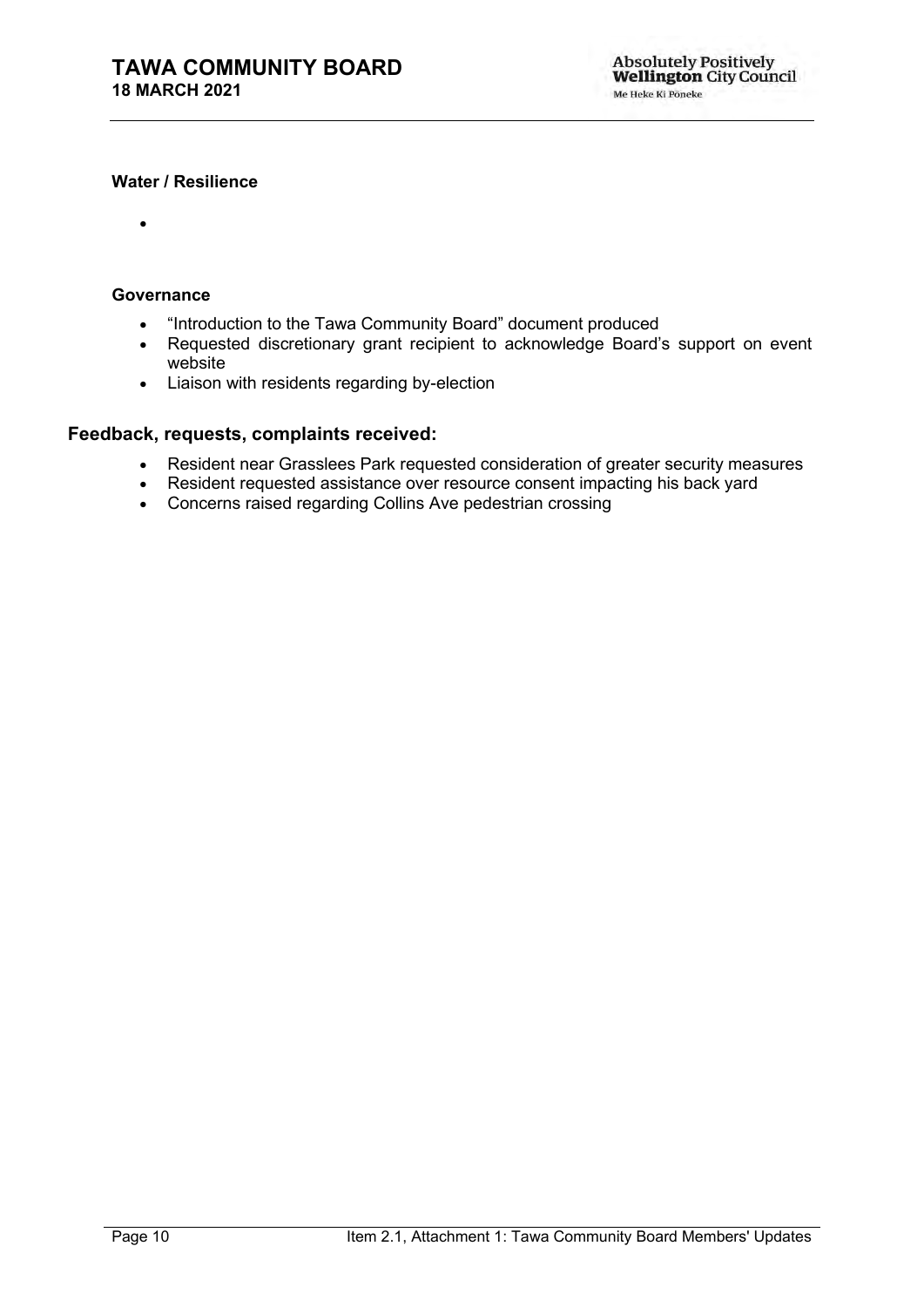**Water / Resilience**

- 

**Governance**

- "Introduction to the Tawa Community Board" document produced
- Requested discretionary grant recipient to acknowledge Board's support on event website
- Liaison with residents regarding by-election

### Feedback, requests, complaints received:

- Resident near Grasslees Park requested consideration of greater security measures
- Resident requested assistance over resource consent impacting his back yard
- Concerns raised regarding Collins Ave pedestrian crossing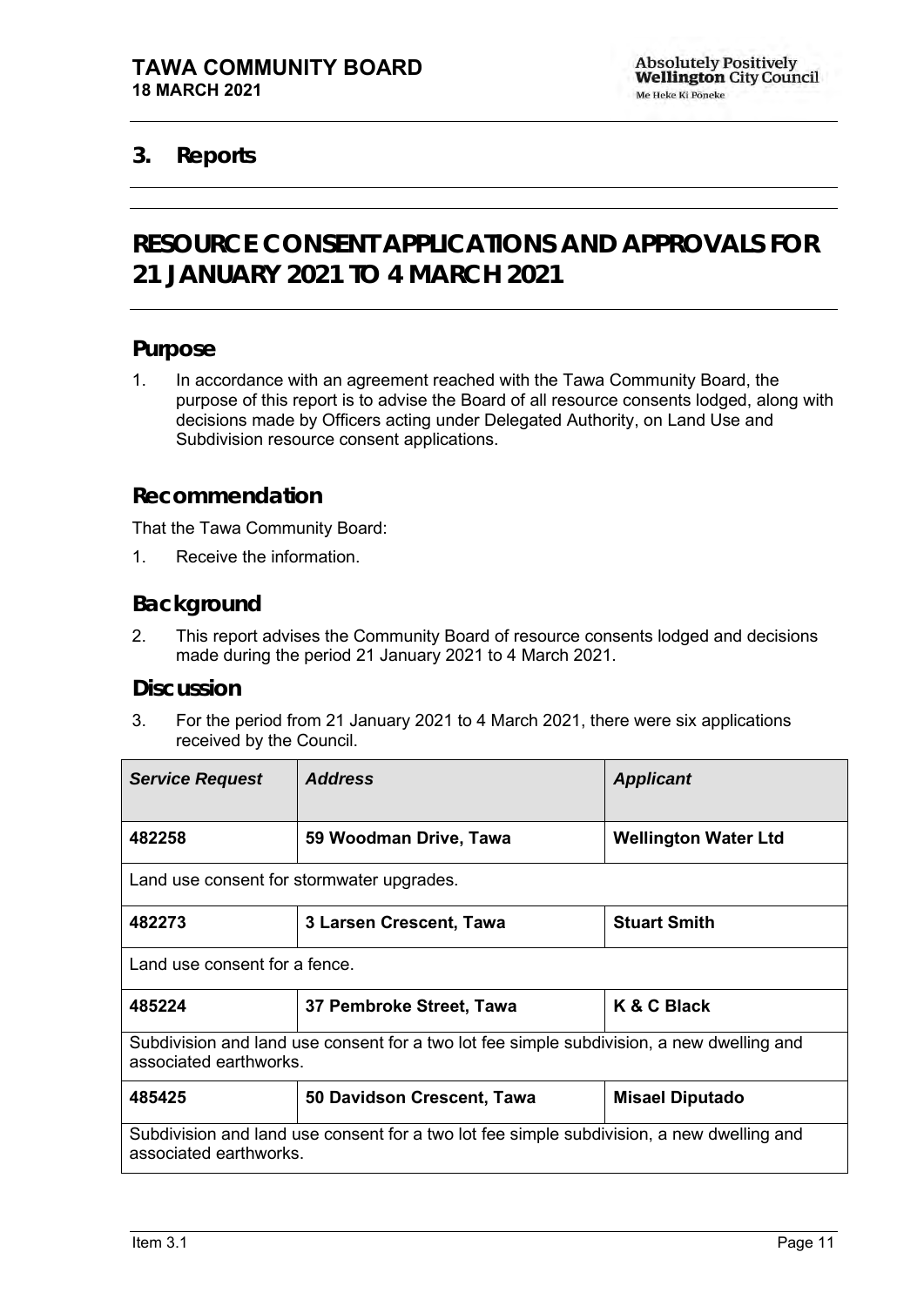## 3. Reports

# RESOURCE CONSENT APPLICATIONS AND APPROVALS FOR 21 JANUARY 2021 TO 4 MARCH 2021

## Purpose

1. In accordance with an agreement reached with the Tawa Community Board, the purpose of this report is to advise the Board of all resource consents lodged, along with decisions made by Officers acting under Delegated Authority, on Land Use and Subdivision resource consent applications.

## Recommendation

That the Tawa Community Board:

1. Receive the information.

## Background

2. This report advises the Community Board of resource consents lodged and decisions made during the period 21 January 2021 to 4 March 2021.

## Discussion

3. For the period from 21 January 2021 to 4 March 2021, there were six applications received by the Council.

| *Service Request* | *Address* | *Applicant* |
|---|---|---|
| **482258** | **59 Woodman Drive, Tawa** | **Wellington Water Ltd** |
| Land use consent for stormwater upgrades. | | |
| **482273** | **3 Larsen Crescent, Tawa** | **Stuart Smith** |
| Land use consent for a fence. | | |
| **485224** | **37 Pembroke Street, Tawa** | **K & C Black** |
| Subdivision and land use consent for a two lot fee simple subdivision, a new dwelling and associated earthworks. | | |
| **485425** | **50 Davidson Crescent, Tawa** | **Misael Diputado** |
| Subdivision and land use consent for a two lot fee simple subdivision, a new dwelling and associated earthworks. | | |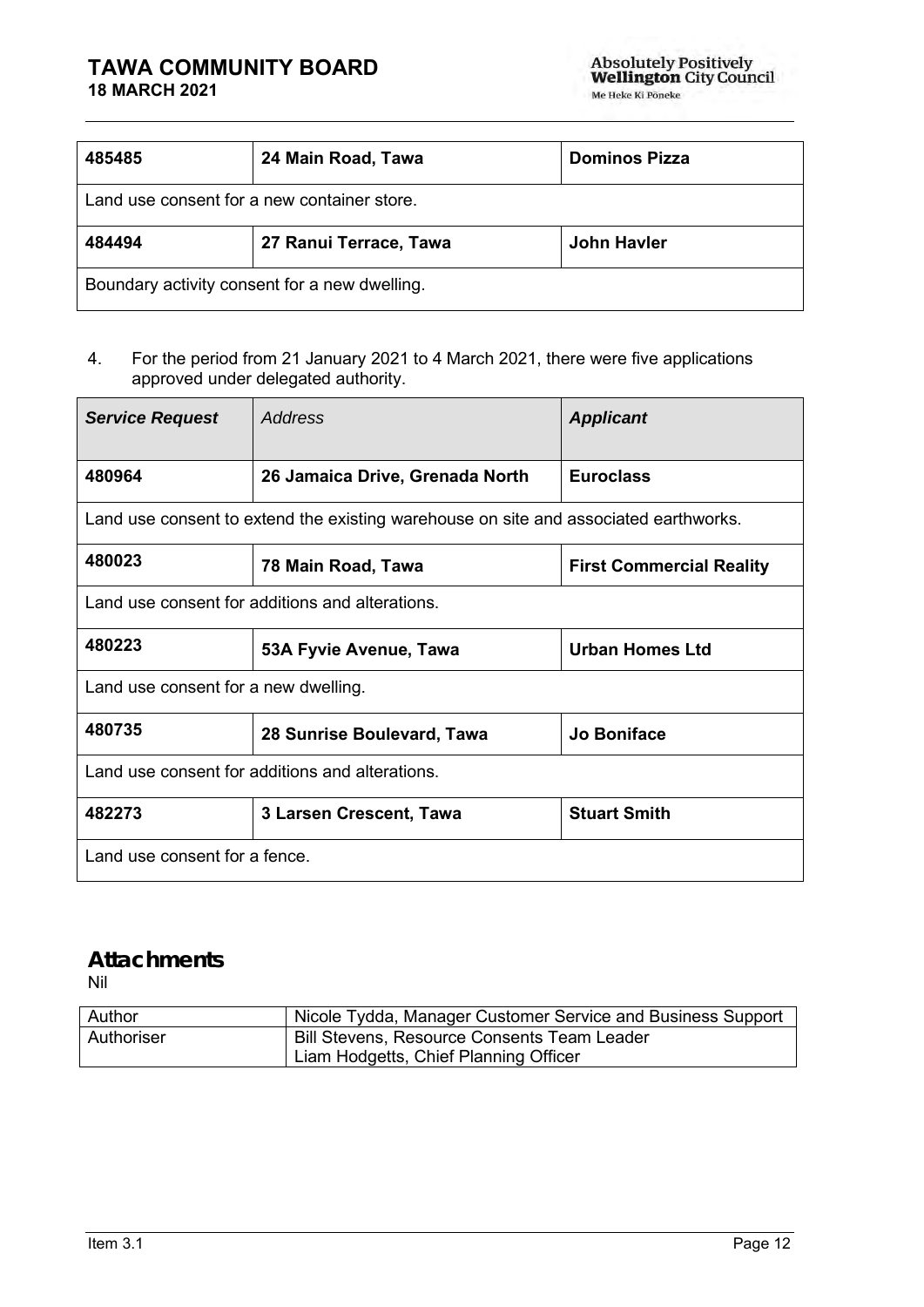| 485485 | 24 Main Road, Tawa | Dominos Pizza |
|---|---|---|
| Land use consent for a new container store. | | |
| **484494** | **27 Ranui Terrace, Tawa** | **John Havler** |
| Boundary activity consent for a new dwelling. | | |

4. For the period from 21 January 2021 to 4 March 2021, there were five applications approved under delegated authority.

| ***Service Request*** | *Address* | ***Applicant*** |
|---|---|---|
| **480964** | **26 Jamaica Drive, Grenada North** | **Euroclass** |
| Land use consent to extend the existing warehouse on site and associated earthworks. | | |
| **480023** | **78 Main Road, Tawa** | **First Commercial Reality** |
| Land use consent for additions and alterations. | | |
| **480223** | **53A Fyvie Avenue, Tawa** | **Urban Homes Ltd** |
| Land use consent for a new dwelling. | | |
| **480735** | **28 Sunrise Boulevard, Tawa** | **Jo Boniface** |
| Land use consent for additions and alterations. | | |
| **482273** | **3 Larsen Crescent, Tawa** | **Stuart Smith** |
| Land use consent for a fence. | | |

## Attachments

Nil

| Author | Nicole Tydda, Manager Customer Service and Business Support |
|---|---|
| Authoriser | Bill Stevens, Resource Consents Team Leader<br>Liam Hodgetts, Chief Planning Officer |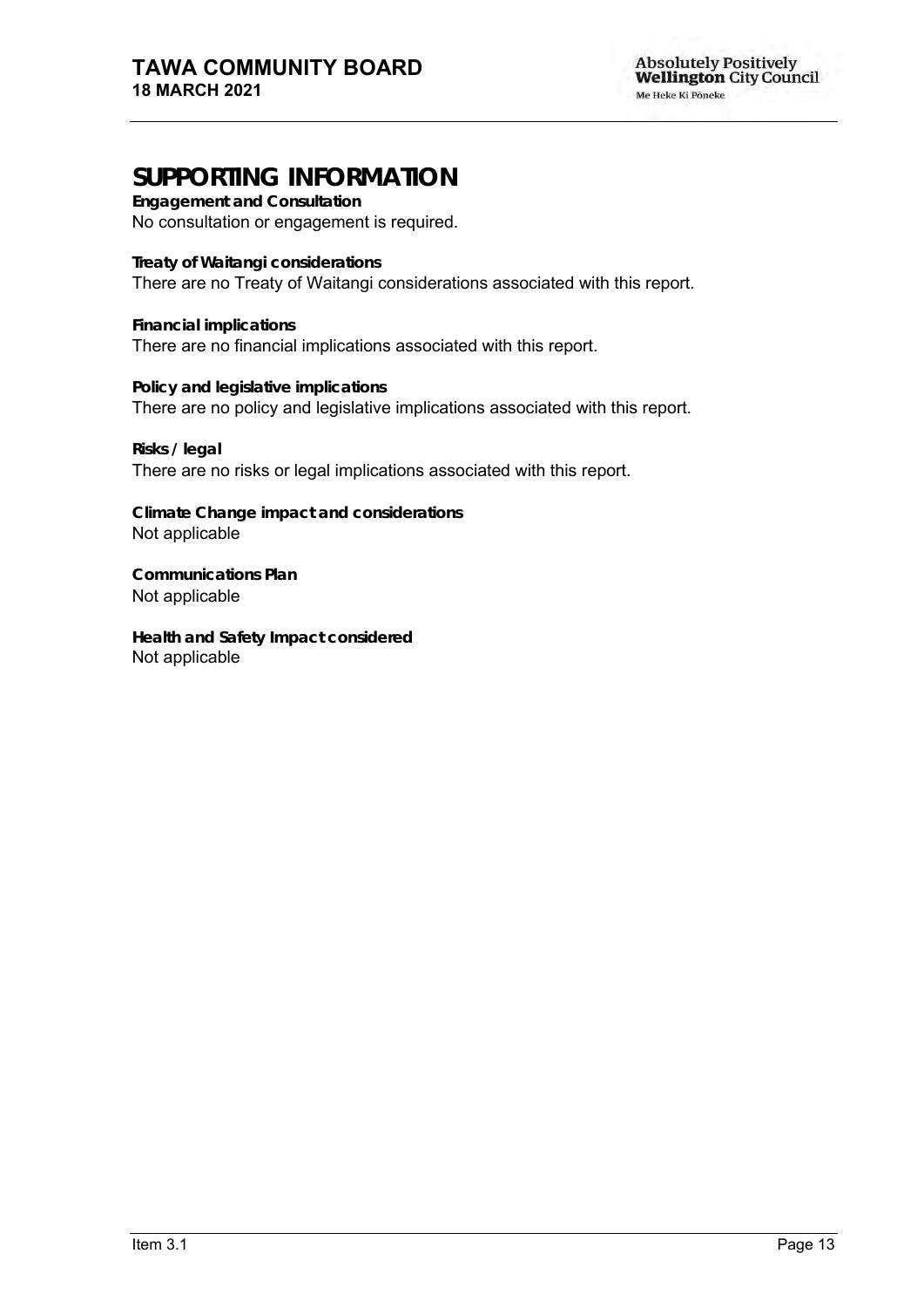# SUPPORTING INFORMATION

**Engagement and Consultation**
No consultation or engagement is required.

**Treaty of Waitangi considerations**
There are no Treaty of Waitangi considerations associated with this report.

**Financial implications**
There are no financial implications associated with this report.

**Policy and legislative implications**
There are no policy and legislative implications associated with this report.

**Risks / legal**
There are no risks or legal implications associated with this report.

**Climate Change impact and considerations**
Not applicable

**Communications Plan**
Not applicable

**Health and Safety Impact considered**
Not applicable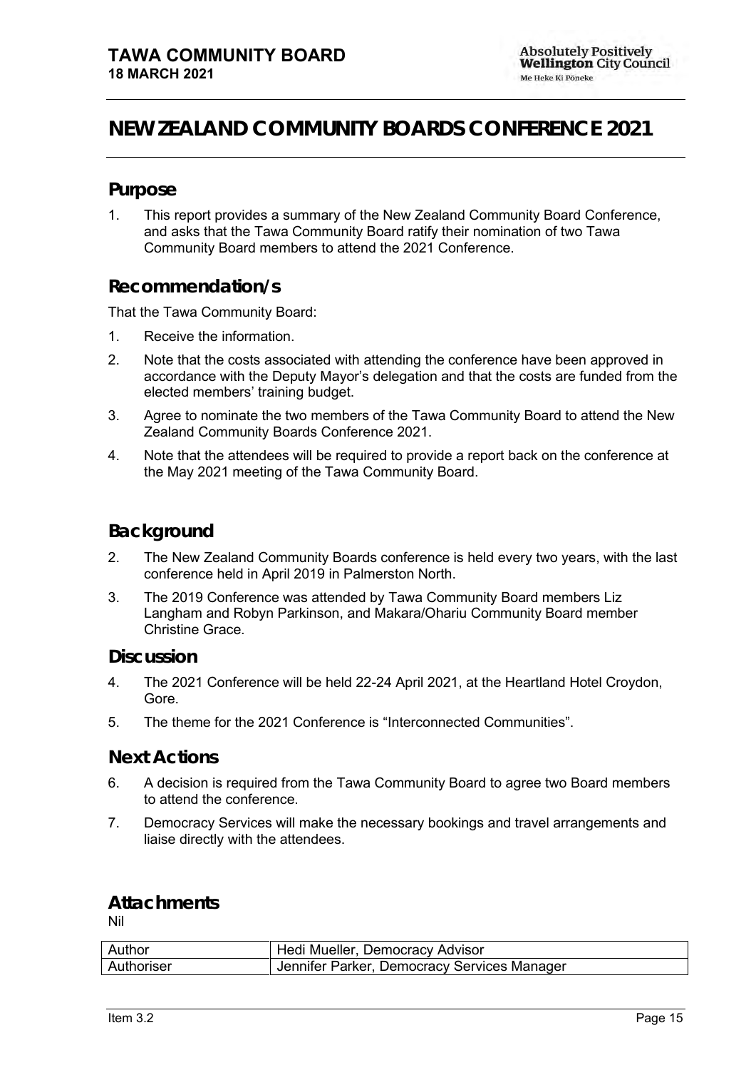# NEW ZEALAND COMMUNITY BOARDS CONFERENCE 2021

## Purpose

1. This report provides a summary of the New Zealand Community Board Conference, and asks that the Tawa Community Board ratify their nomination of two Tawa Community Board members to attend the 2021 Conference.

## Recommendation/s

That the Tawa Community Board:

1. Receive the information.
2. Note that the costs associated with attending the conference have been approved in accordance with the Deputy Mayor's delegation and that the costs are funded from the elected members' training budget.
3. Agree to nominate the two members of the Tawa Community Board to attend the New Zealand Community Boards Conference 2021.
4. Note that the attendees will be required to provide a report back on the conference at the May 2021 meeting of the Tawa Community Board.

## Background

2. The New Zealand Community Boards conference is held every two years, with the last conference held in April 2019 in Palmerston North.
3. The 2019 Conference was attended by Tawa Community Board members Liz Langham and Robyn Parkinson, and Makara/Ohariu Community Board member Christine Grace.

## Discussion

4. The 2021 Conference will be held 22-24 April 2021, at the Heartland Hotel Croydon, Gore.
5. The theme for the 2021 Conference is "Interconnected Communities".

## Next Actions

6. A decision is required from the Tawa Community Board to agree two Board members to attend the conference.
7. Democracy Services will make the necessary bookings and travel arrangements and liaise directly with the attendees.

## Attachments

Nil

| Author | Hedi Mueller, Democracy Advisor |
| --- | --- |
| Authoriser | Jennifer Parker, Democracy Services Manager |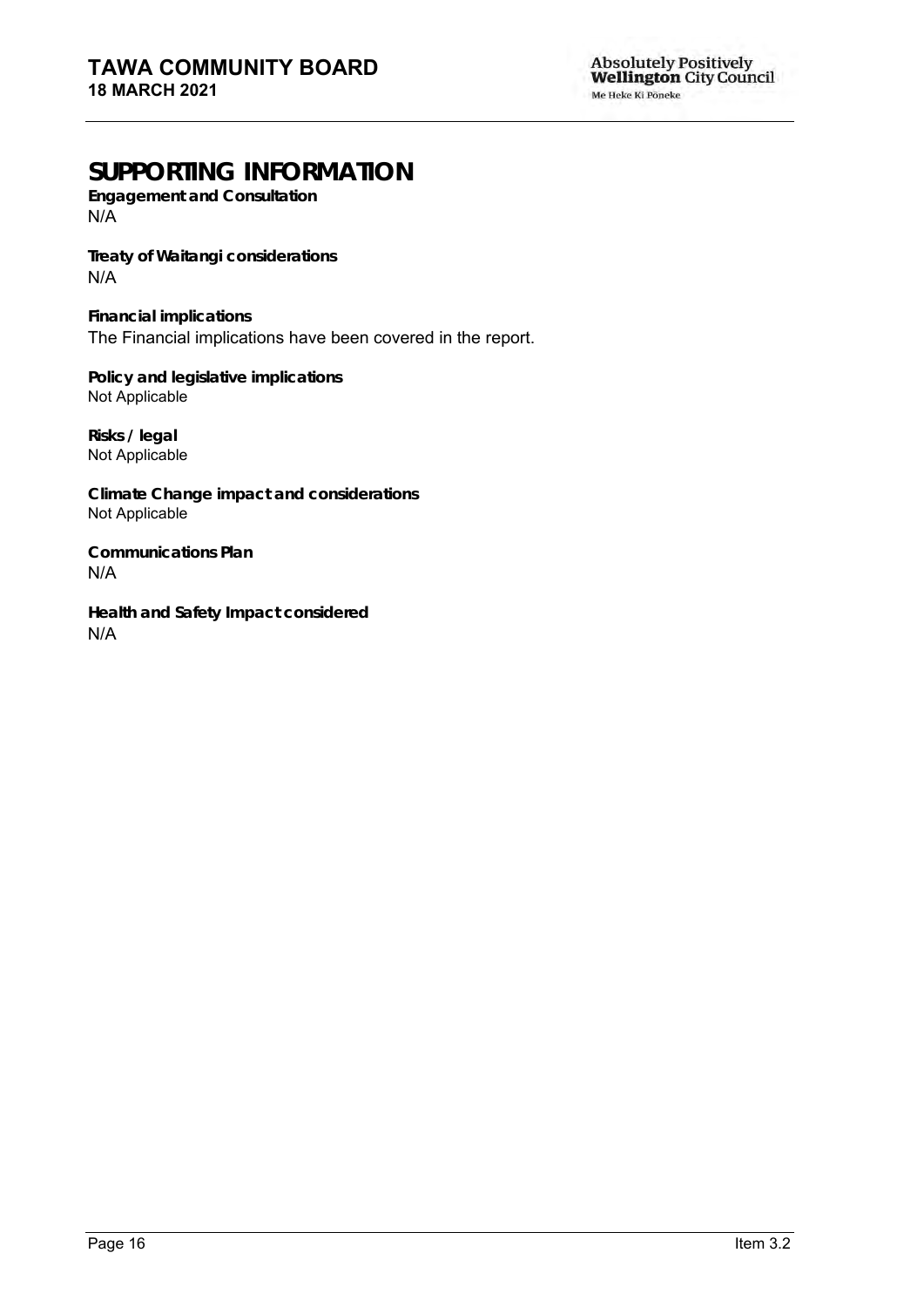# SUPPORTING INFORMATION

**Engagement and Consultation**
N/A

**Treaty of Waitangi considerations**
N/A

**Financial implications**
The Financial implications have been covered in the report.

**Policy and legislative implications**
Not Applicable

**Risks / legal**
Not Applicable

**Climate Change impact and considerations**
Not Applicable

**Communications Plan**
N/A

**Health and Safety Impact considered**
N/A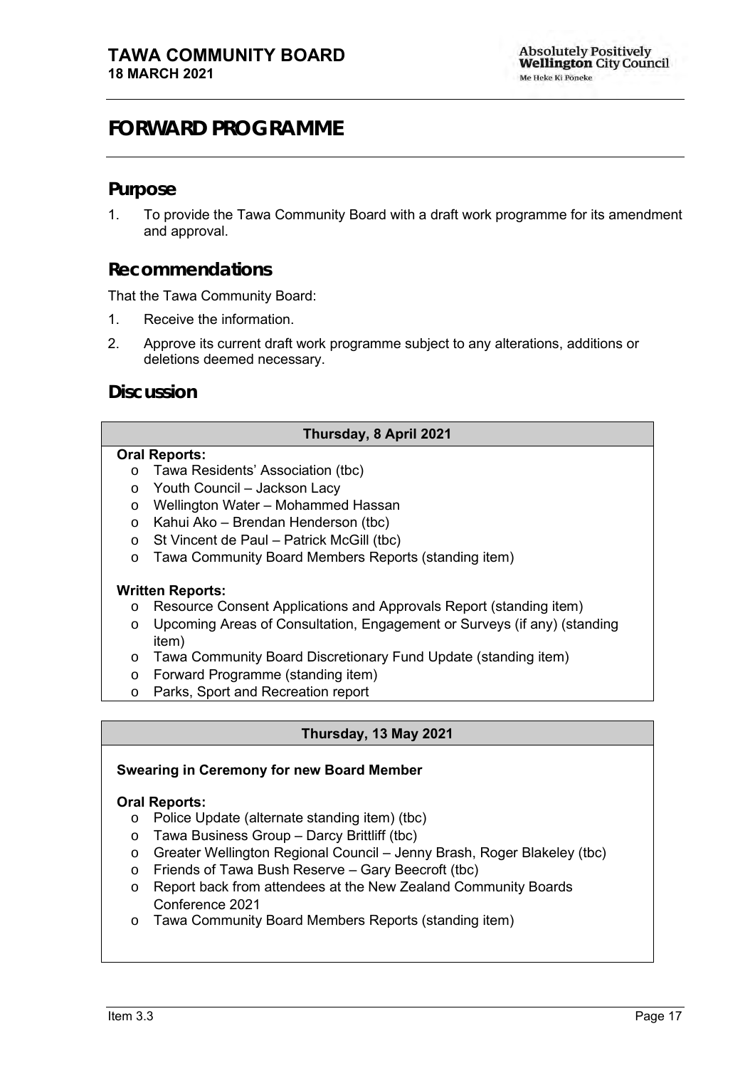# FORWARD PROGRAMME

## Purpose

1. To provide the Tawa Community Board with a draft work programme for its amendment and approval.

## Recommendations

That the Tawa Community Board:

1. Receive the information.
2. Approve its current draft work programme subject to any alterations, additions or deletions deemed necessary.

## Discussion

### Thursday, 8 April 2021

**Oral Reports:**

- Tawa Residents' Association (tbc)
- Youth Council – Jackson Lacy
- Wellington Water – Mohammed Hassan
- Kahui Ako – Brendan Henderson (tbc)
- St Vincent de Paul – Patrick McGill (tbc)
- Tawa Community Board Members Reports (standing item)

**Written Reports:**

- Resource Consent Applications and Approvals Report (standing item)
- Upcoming Areas of Consultation, Engagement or Surveys (if any) (standing item)
- Tawa Community Board Discretionary Fund Update (standing item)
- Forward Programme (standing item)
- Parks, Sport and Recreation report

### Thursday, 13 May 2021

**Swearing in Ceremony for new Board Member**

**Oral Reports:**

- Police Update (alternate standing item) (tbc)
- Tawa Business Group – Darcy Brittliff (tbc)
- Greater Wellington Regional Council – Jenny Brash, Roger Blakeley (tbc)
- Friends of Tawa Bush Reserve – Gary Beecroft (tbc)
- Report back from attendees at the New Zealand Community Boards Conference 2021
- Tawa Community Board Members Reports (standing item)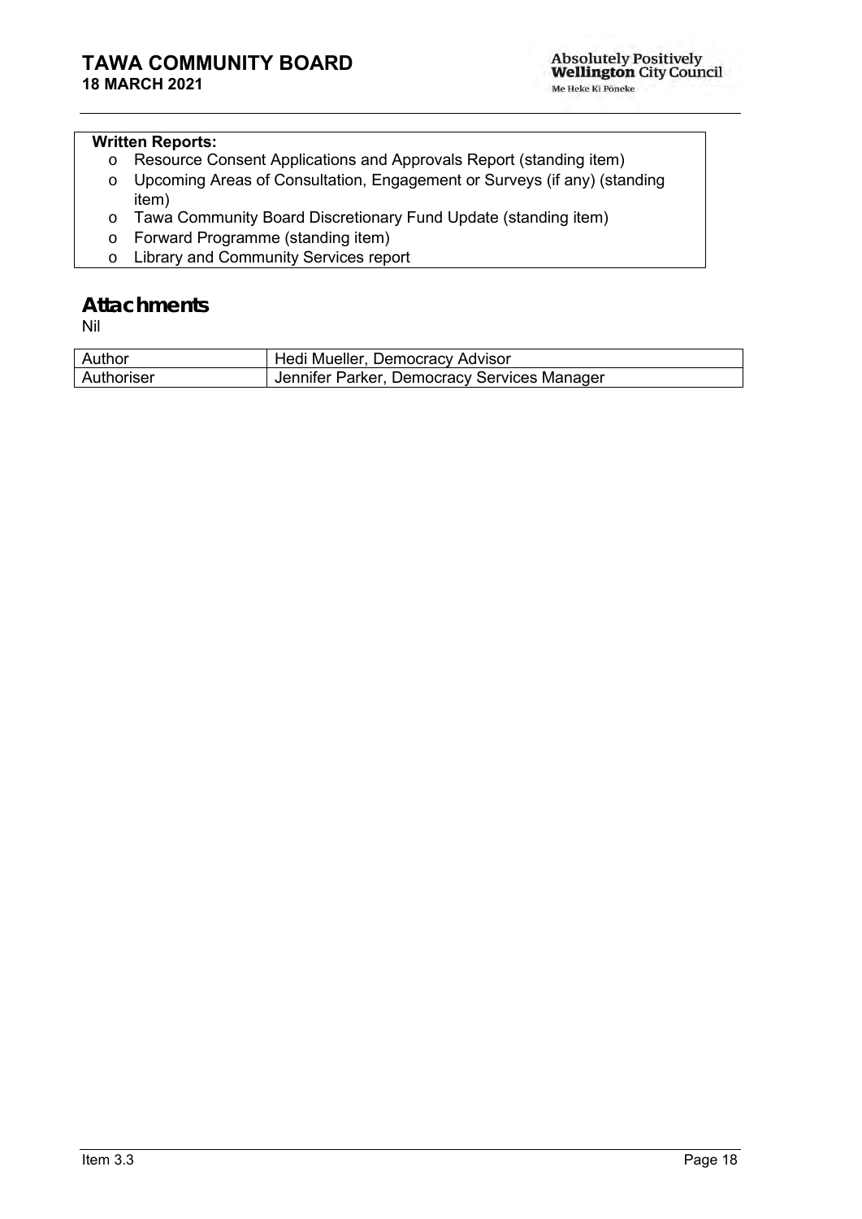**Written Reports:**

- Resource Consent Applications and Approvals Report (standing item)
- Upcoming Areas of Consultation, Engagement or Surveys (if any) (standing item)
- Tawa Community Board Discretionary Fund Update (standing item)
- Forward Programme (standing item)
- Library and Community Services report

## Attachments

Nil

| Author | Hedi Mueller, Democracy Advisor |
| --- | --- |
| Authoriser | Jennifer Parker, Democracy Services Manager |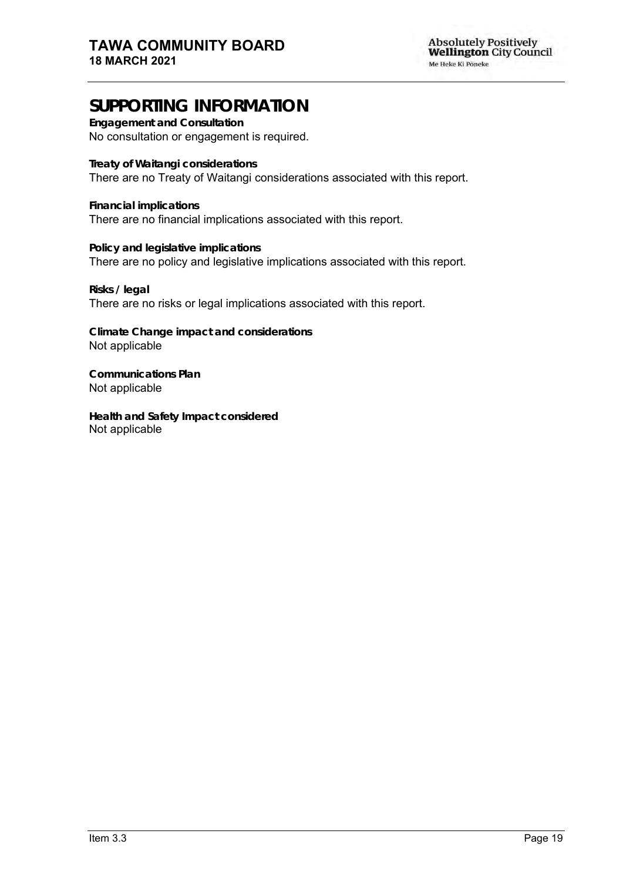# SUPPORTING INFORMATION

**Engagement and Consultation**
No consultation or engagement is required.

**Treaty of Waitangi considerations**
There are no Treaty of Waitangi considerations associated with this report.

**Financial implications**
There are no financial implications associated with this report.

**Policy and legislative implications**
There are no policy and legislative implications associated with this report.

**Risks / legal**
There are no risks or legal implications associated with this report.

**Climate Change impact and considerations**
Not applicable

**Communications Plan**
Not applicable

**Health and Safety Impact considered**
Not applicable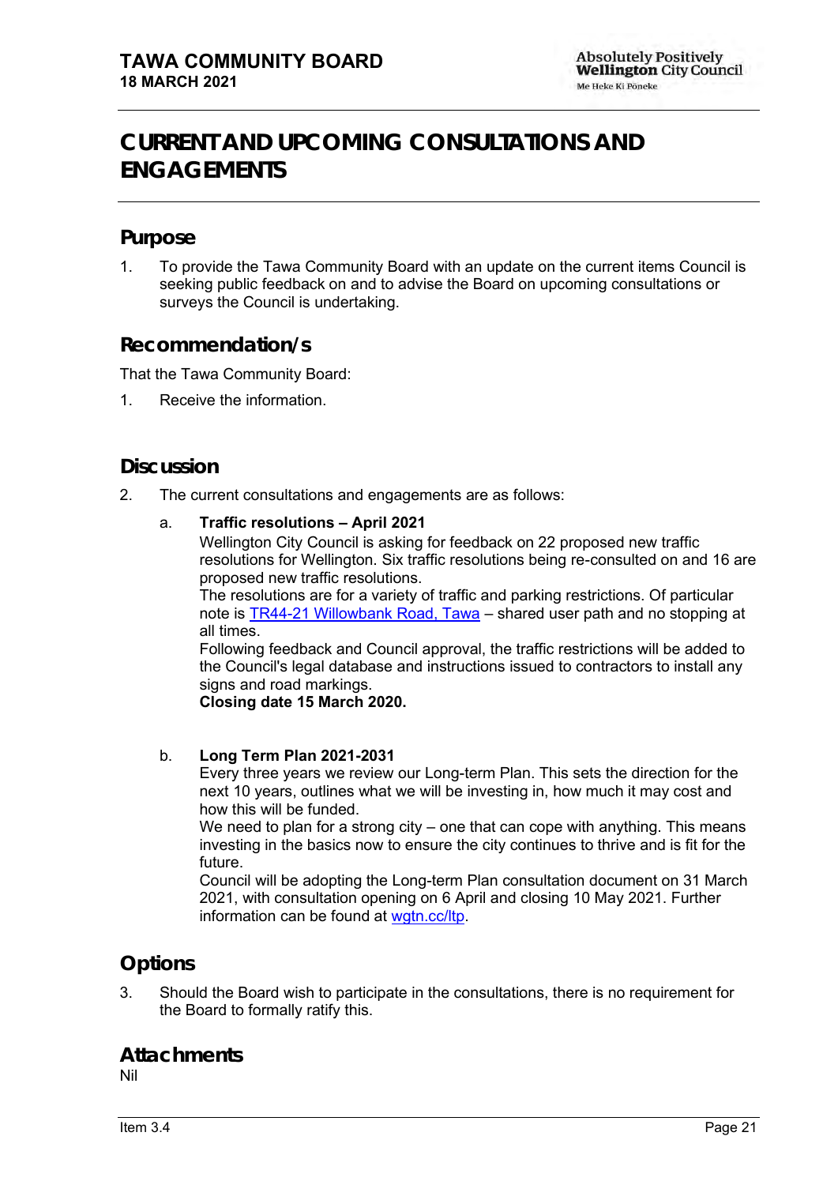# CURRENT AND UPCOMING CONSULTATIONS AND ENGAGEMENTS

## Purpose

1. To provide the Tawa Community Board with an update on the current items Council is seeking public feedback on and to advise the Board on upcoming consultations or surveys the Council is undertaking.

## Recommendation/s

That the Tawa Community Board:

1. Receive the information.

## Discussion

2. The current consultations and engagements are as follows:

   a. **Traffic resolutions – April 2021**
   Wellington City Council is asking for feedback on 22 proposed new traffic resolutions for Wellington. Six traffic resolutions being re-consulted on and 16 are proposed new traffic resolutions.
   The resolutions are for a variety of traffic and parking restrictions. Of particular note is [TR44-21 Willowbank Road, Tawa]() – shared user path and no stopping at all times.
   Following feedback and Council approval, the traffic restrictions will be added to the Council's legal database and instructions issued to contractors to install any signs and road markings.
   **Closing date 15 March 2020.**

   b. **Long Term Plan 2021-2031**
   Every three years we review our Long-term Plan. This sets the direction for the next 10 years, outlines what we will be investing in, how much it may cost and how this will be funded.
   We need to plan for a strong city – one that can cope with anything. This means investing in the basics now to ensure the city continues to thrive and is fit for the future.
   Council will be adopting the Long-term Plan consultation document on 31 March 2021, with consultation opening on 6 April and closing 10 May 2021. Further information can be found at [wgtn.cc/ltp]().

## Options

3. Should the Board wish to participate in the consultations, there is no requirement for the Board to formally ratify this.

## Attachments

Nil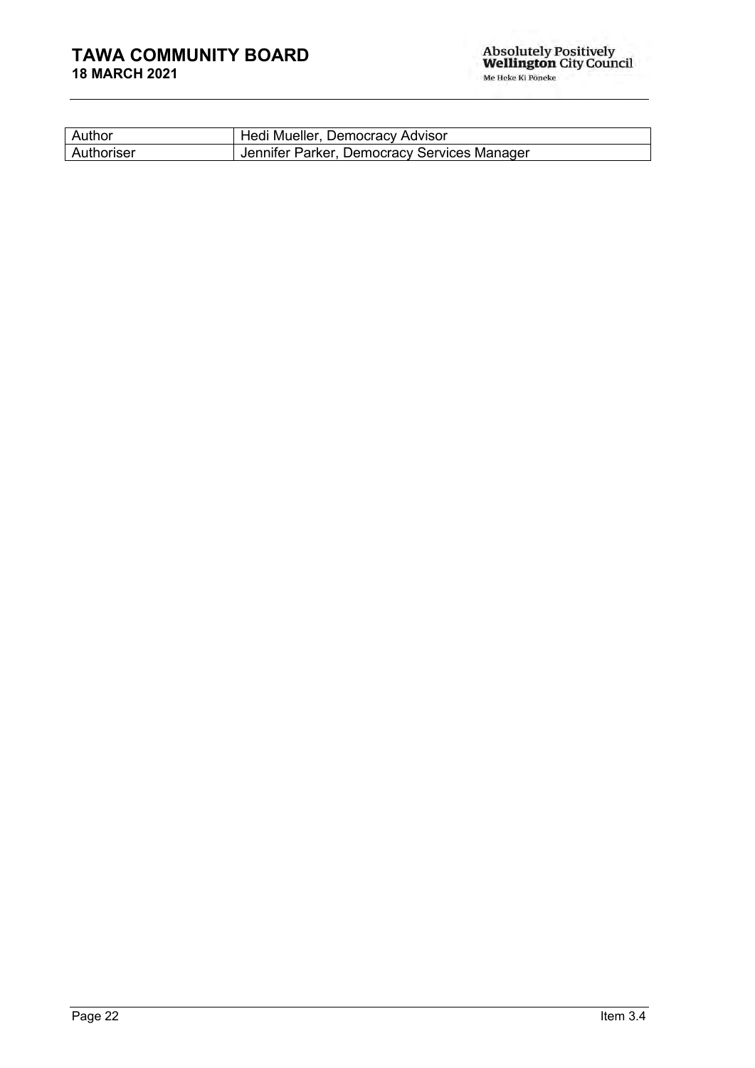| Author | Hedi Mueller, Democracy Advisor |
|---|---|
| Authoriser | Jennifer Parker, Democracy Services Manager |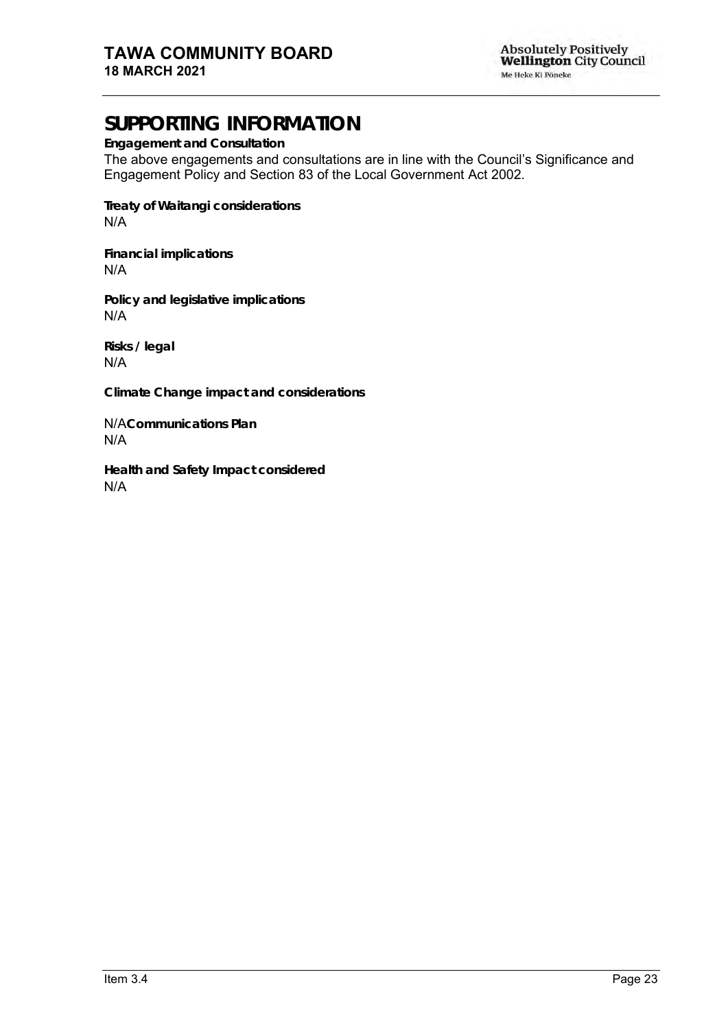# SUPPORTING INFORMATION

**Engagement and Consultation**

The above engagements and consultations are in line with the Council's Significance and Engagement Policy and Section 83 of the Local Government Act 2002.

**Treaty of Waitangi considerations**

N/A

**Financial implications**

N/A

**Policy and legislative implications**

N/A

**Risks / legal**

N/A

**Climate Change impact and considerations**

N/A**Communications Plan**

N/A

**Health and Safety Impact considered**

N/A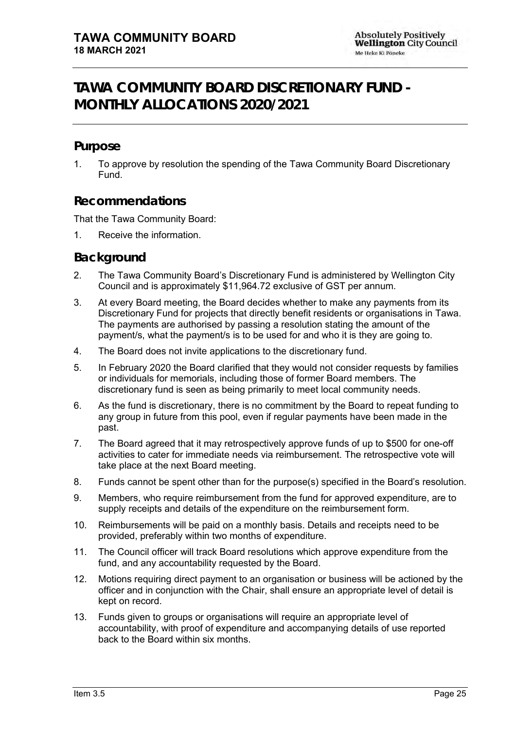# TAWA COMMUNITY BOARD DISCRETIONARY FUND - MONTHLY ALLOCATIONS 2020/2021

## Purpose

1. To approve by resolution the spending of the Tawa Community Board Discretionary Fund.

## Recommendations

That the Tawa Community Board:

1. Receive the information.

## Background

2. The Tawa Community Board's Discretionary Fund is administered by Wellington City Council and is approximately $11,964.72 exclusive of GST per annum.
3. At every Board meeting, the Board decides whether to make any payments from its Discretionary Fund for projects that directly benefit residents or organisations in Tawa. The payments are authorised by passing a resolution stating the amount of the payment/s, what the payment/s is to be used for and who it is they are going to.
4. The Board does not invite applications to the discretionary fund.
5. In February 2020 the Board clarified that they would not consider requests by families or individuals for memorials, including those of former Board members. The discretionary fund is seen as being primarily to meet local community needs.
6. As the fund is discretionary, there is no commitment by the Board to repeat funding to any group in future from this pool, even if regular payments have been made in the past.
7. The Board agreed that it may retrospectively approve funds of up to $500 for one-off activities to cater for immediate needs via reimbursement. The retrospective vote will take place at the next Board meeting.
8. Funds cannot be spent other than for the purpose(s) specified in the Board's resolution.
9. Members, who require reimbursement from the fund for approved expenditure, are to supply receipts and details of the expenditure on the reimbursement form.
10. Reimbursements will be paid on a monthly basis. Details and receipts need to be provided, preferably within two months of expenditure.
11. The Council officer will track Board resolutions which approve expenditure from the fund, and any accountability requested by the Board.
12. Motions requiring direct payment to an organisation or business will be actioned by the officer and in conjunction with the Chair, shall ensure an appropriate level of detail is kept on record.
13. Funds given to groups or organisations will require an appropriate level of accountability, with proof of expenditure and accompanying details of use reported back to the Board within six months.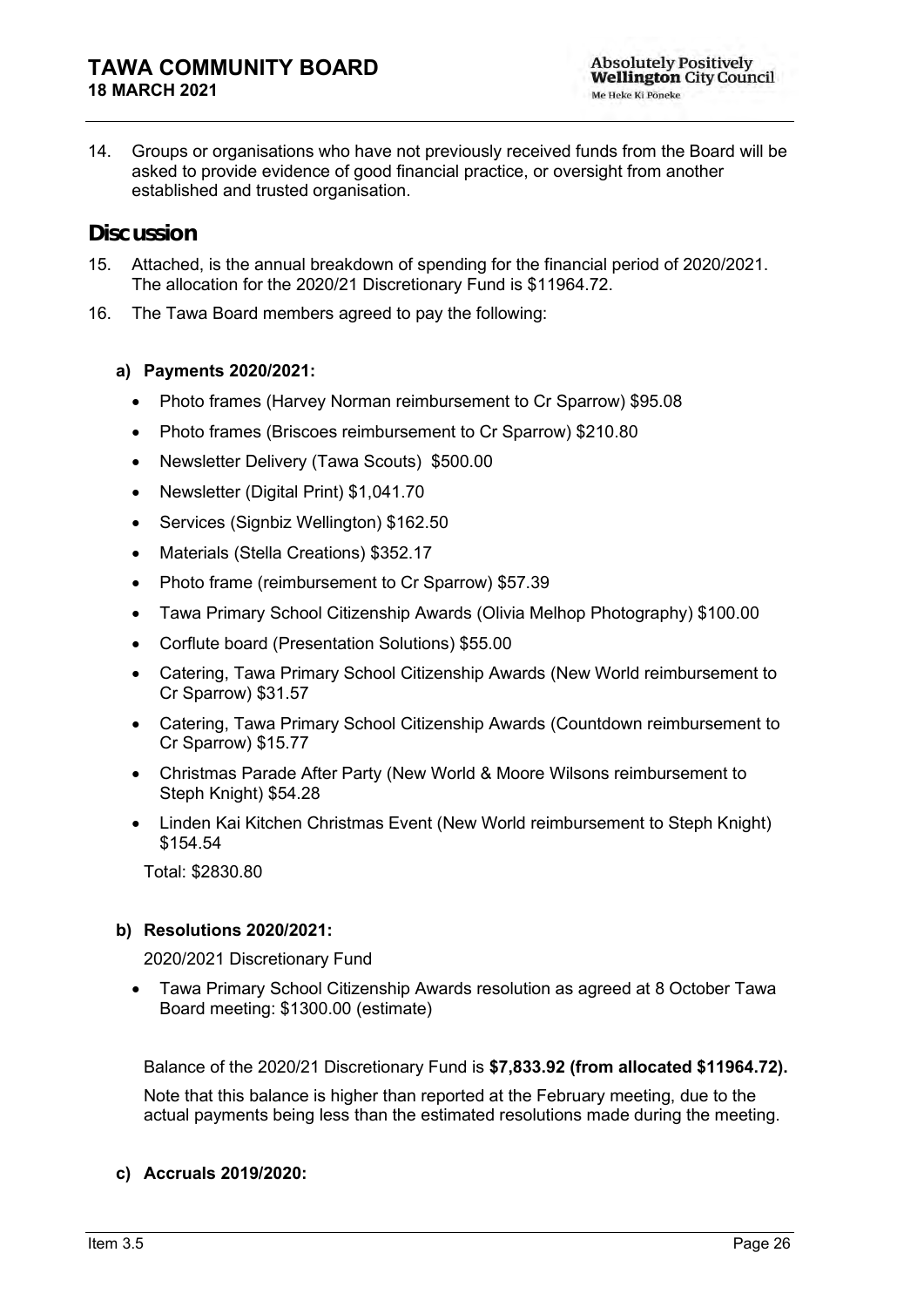14. Groups or organisations who have not previously received funds from the Board will be asked to provide evidence of good financial practice, or oversight from another established and trusted organisation.

## Discussion

15. Attached, is the annual breakdown of spending for the financial period of 2020/2021. The allocation for the 2020/21 Discretionary Fund is $11964.72.
16. The Tawa Board members agreed to pay the following:

**a) Payments 2020/2021:**

- Photo frames (Harvey Norman reimbursement to Cr Sparrow) $95.08
- Photo frames (Briscoes reimbursement to Cr Sparrow) $210.80
- Newsletter Delivery (Tawa Scouts) $500.00
- Newsletter (Digital Print) $1,041.70
- Services (Signbiz Wellington) $162.50
- Materials (Stella Creations) $352.17
- Photo frame (reimbursement to Cr Sparrow) $57.39
- Tawa Primary School Citizenship Awards (Olivia Melhop Photography) $100.00
- Corflute board (Presentation Solutions) $55.00
- Catering, Tawa Primary School Citizenship Awards (New World reimbursement to Cr Sparrow) $31.57
- Catering, Tawa Primary School Citizenship Awards (Countdown reimbursement to Cr Sparrow) $15.77
- Christmas Parade After Party (New World & Moore Wilsons reimbursement to Steph Knight) $54.28
- Linden Kai Kitchen Christmas Event (New World reimbursement to Steph Knight) $154.54

Total: $2830.80

**b) Resolutions 2020/2021:**

2020/2021 Discretionary Fund

- Tawa Primary School Citizenship Awards resolution as agreed at 8 October Tawa Board meeting: $1300.00 (estimate)

Balance of the 2020/21 Discretionary Fund is **$7,833.92 (from allocated $11964.72).**

Note that this balance is higher than reported at the February meeting, due to the actual payments being less than the estimated resolutions made during the meeting.

**c) Accruals 2019/2020:**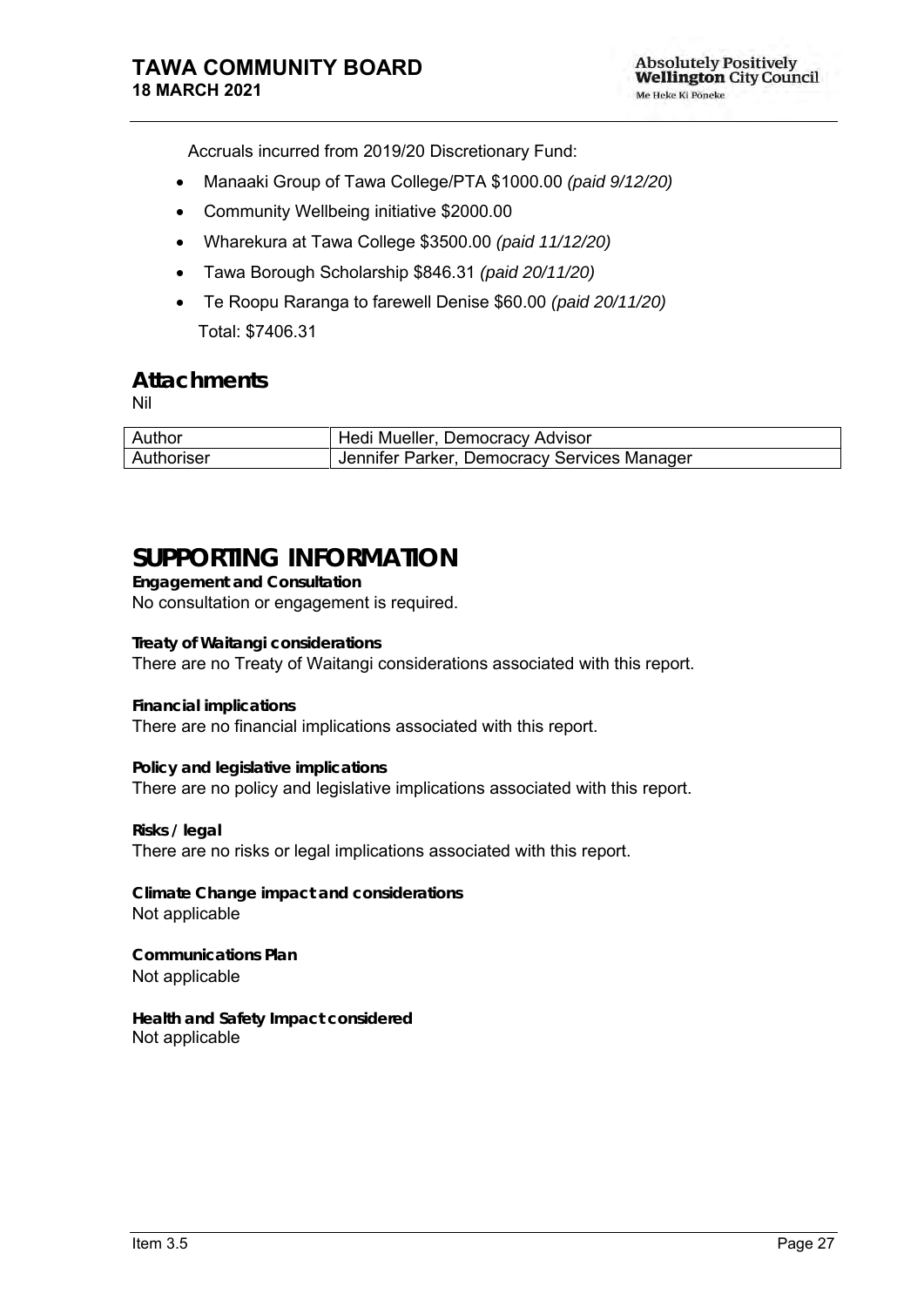Accruals incurred from 2019/20 Discretionary Fund:

- Manaaki Group of Tawa College/PTA $1000.00 *(paid 9/12/20)*
- Community Wellbeing initiative $2000.00
- Wharekura at Tawa College $3500.00 *(paid 11/12/20)*
- Tawa Borough Scholarship $846.31 *(paid 20/11/20)*
- Te Roopu Raranga to farewell Denise $60.00 *(paid 20/11/20)*

Total: $7406.31

## Attachments

Nil

| | |
|---|---|
| Author | Hedi Mueller, Democracy Advisor |
| Authoriser | Jennifer Parker, Democracy Services Manager |

# SUPPORTING INFORMATION

**Engagement and Consultation**
No consultation or engagement is required.

**Treaty of Waitangi considerations**
There are no Treaty of Waitangi considerations associated with this report.

**Financial implications**
There are no financial implications associated with this report.

**Policy and legislative implications**
There are no policy and legislative implications associated with this report.

**Risks / legal**
There are no risks or legal implications associated with this report.

**Climate Change impact and considerations**
Not applicable

**Communications Plan**
Not applicable

**Health and Safety Impact considered**
Not applicable